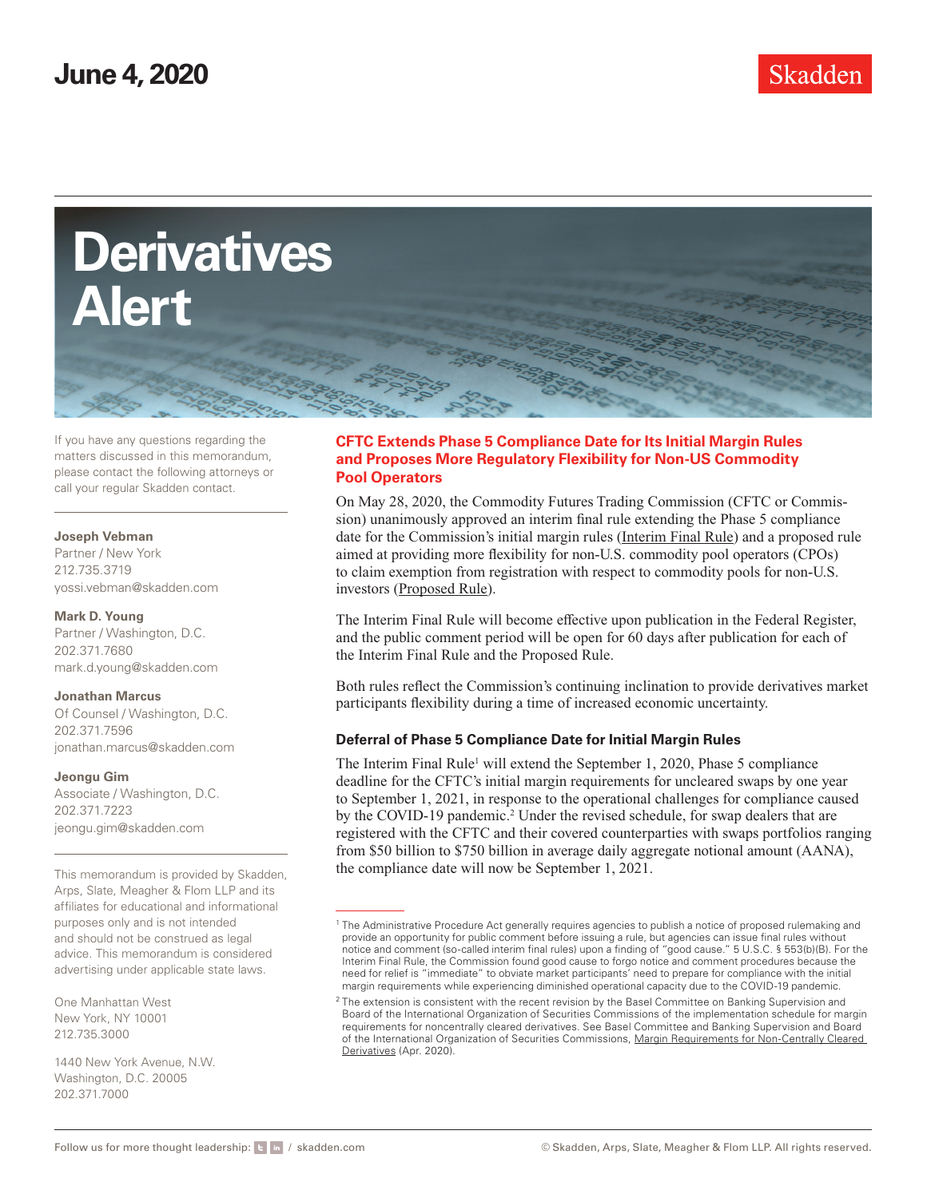June 4, 2020

# Derivatives Alert

If you have any questions regarding the matters discussed in this memorandum, please contact the following attorneys or call your regular Skadden contact.

**Joseph Vebman**
Partner / New York
212.735.3719
yossi.vebman@skadden.com

**Mark D. Young**
Partner / Washington, D.C.
202.371.7680
mark.d.young@skadden.com

**Jonathan Marcus**
Of Counsel / Washington, D.C.
202.371.7596
jonathan.marcus@skadden.com

**Jeongu Gim**
Associate / Washington, D.C.
202.371.7223
jeongu.gim@skadden.com

This memorandum is provided by Skadden, Arps, Slate, Meagher & Flom LLP and its affiliates for educational and informational purposes only and is not intended and should not be construed as legal advice. This memorandum is considered advertising under applicable state laws.

One Manhattan West
New York, NY 10001
212.735.3000

1440 New York Avenue, N.W.
Washington, D.C. 20005
202.371.7000

## CFTC Extends Phase 5 Compliance Date for Its Initial Margin Rules and Proposes More Regulatory Flexibility for Non-US Commodity Pool Operators

On May 28, 2020, the Commodity Futures Trading Commission (CFTC or Commission) unanimously approved an interim final rule extending the Phase 5 compliance date for the Commission's initial margin rules (Interim Final Rule) and a proposed rule aimed at providing more flexibility for non-U.S. commodity pool operators (CPOs) to claim exemption from registration with respect to commodity pools for non-U.S. investors (Proposed Rule).

The Interim Final Rule will become effective upon publication in the Federal Register, and the public comment period will be open for 60 days after publication for each of the Interim Final Rule and the Proposed Rule.

Both rules reflect the Commission's continuing inclination to provide derivatives market participants flexibility during a time of increased economic uncertainty.

### Deferral of Phase 5 Compliance Date for Initial Margin Rules

The Interim Final Rule[1] will extend the September 1, 2020, Phase 5 compliance deadline for the CFTC's initial margin requirements for uncleared swaps by one year to September 1, 2021, in response to the operational challenges for compliance caused by the COVID-19 pandemic.[2] Under the revised schedule, for swap dealers that are registered with the CFTC and their covered counterparties with swaps portfolios ranging from $50 billion to $750 billion in average daily aggregate notional amount (AANA), the compliance date will now be September 1, 2021.

[1] The Administrative Procedure Act generally requires agencies to publish a notice of proposed rulemaking and provide an opportunity for public comment before issuing a rule, but agencies can issue final rules without notice and comment (so-called interim final rules) upon a finding of "good cause." 5 U.S.C. § 553(b)(B). For the Interim Final Rule, the Commission found good cause to forgo notice and comment procedures because the need for relief is "immediate" to obviate market participants' need to prepare for compliance with the initial margin requirements while experiencing diminished operational capacity due to the COVID-19 pandemic.

[2] The extension is consistent with the recent revision by the Basel Committee on Banking Supervision and Board of the International Organization of Securities Commissions of the implementation schedule for margin requirements for noncentrally cleared derivatives. See Basel Committee and Banking Supervision and Board of the International Organization of Securities Commissions, Margin Requirements for Non-Centrally Cleared Derivatives (Apr. 2020).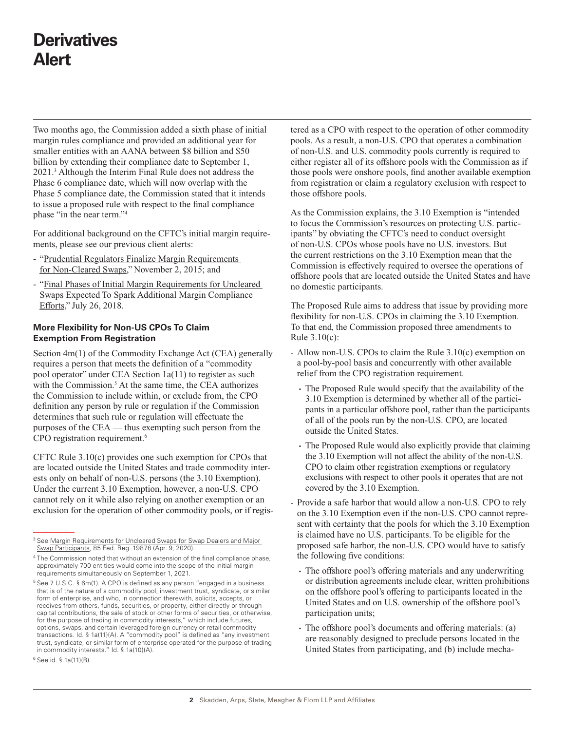Two months ago, the Commission added a sixth phase of initial margin rules compliance and provided an additional year for smaller entities with an AANA between $8 billion and $50 billion by extending their compliance date to September 1, 2021.[3] Although the Interim Final Rule does not address the Phase 6 compliance date, which will now overlap with the Phase 5 compliance date, the Commission stated that it intends to issue a proposed rule with respect to the final compliance phase "in the near term."[4]

For additional background on the CFTC's initial margin requirements, please see our previous client alerts:

- "Prudential Regulators Finalize Margin Requirements for Non-Cleared Swaps," November 2, 2015; and
- "Final Phases of Initial Margin Requirements for Uncleared Swaps Expected To Spark Additional Margin Compliance Efforts," July 26, 2018.

### More Flexibility for Non-US CPOs To Claim Exemption From Registration

Section 4m(1) of the Commodity Exchange Act (CEA) generally requires a person that meets the definition of a "commodity pool operator" under CEA Section 1a(11) to register as such with the Commission.[5] At the same time, the CEA authorizes the Commission to include within, or exclude from, the CPO definition any person by rule or regulation if the Commission determines that such rule or regulation will effectuate the purposes of the CEA — thus exempting such person from the CPO registration requirement.[6]

CFTC Rule 3.10(c) provides one such exemption for CPOs that are located outside the United States and trade commodity interests only on behalf of non-U.S. persons (the 3.10 Exemption). Under the current 3.10 Exemption, however, a non-U.S. CPO cannot rely on it while also relying on another exemption or an exclusion for the operation of other commodity pools, or if registered as a CPO with respect to the operation of other commodity pools. As a result, a non-U.S. CPO that operates a combination of non-U.S. and U.S. commodity pools currently is required to either register all of its offshore pools with the Commission as if those pools were onshore pools, find another available exemption from registration or claim a regulatory exclusion with respect to those offshore pools.

As the Commission explains, the 3.10 Exemption is "intended to focus the Commission's resources on protecting U.S. participants" by obviating the CFTC's need to conduct oversight of non-U.S. CPOs whose pools have no U.S. investors. But the current restrictions on the 3.10 Exemption mean that the Commission is effectively required to oversee the operations of offshore pools that are located outside the United States and have no domestic participants.

The Proposed Rule aims to address that issue by providing more flexibility for non-U.S. CPOs in claiming the 3.10 Exemption. To that end, the Commission proposed three amendments to Rule 3.10(c):

- Allow non-U.S. CPOs to claim the Rule 3.10(c) exemption on a pool-by-pool basis and concurrently with other available relief from the CPO registration requirement.
  - The Proposed Rule would specify that the availability of the 3.10 Exemption is determined by whether all of the participants in a particular offshore pool, rather than the participants of all of the pools run by the non-U.S. CPO, are located outside the United States.
  - The Proposed Rule would also explicitly provide that claiming the 3.10 Exemption will not affect the ability of the non-U.S. CPO to claim other registration exemptions or regulatory exclusions with respect to other pools it operates that are not covered by the 3.10 Exemption.
- Provide a safe harbor that would allow a non-U.S. CPO to rely on the 3.10 Exemption even if the non-U.S. CPO cannot represent with certainty that the pools for which the 3.10 Exemption is claimed have no U.S. participants. To be eligible for the proposed safe harbor, the non-U.S. CPO would have to satisfy the following five conditions:
  - The offshore pool's offering materials and any underwriting or distribution agreements include clear, written prohibitions on the offshore pool's offering to participants located in the United States and on U.S. ownership of the offshore pool's participation units;
  - The offshore pool's documents and offering materials: (a) are reasonably designed to preclude persons located in the United States from participating, and (b) include mecha-

---

[3] See Margin Requirements for Uncleared Swaps for Swap Dealers and Major Swap Participants, 85 Fed. Reg. 19878 (Apr. 9, 2020).

[4] The Commission noted that without an extension of the final compliance phase, approximately 700 entities would come into the scope of the initial margin requirements simultaneously on September 1, 2021.

[5] See 7 U.S.C. § 6m(1). A CPO is defined as any person "engaged in a business that is of the nature of a commodity pool, investment trust, syndicate, or similar form of enterprise, and who, in connection therewith, solicits, accepts, or receives from others, funds, securities, or property, either directly or through capital contributions, the sale of stock or other forms of securities, or otherwise, for the purpose of trading in commodity interests," which include futures, options, swaps, and certain leveraged foreign currency or retail commodity transactions. Id. § 1a(11)(A). A "commodity pool" is defined as "any investment trust, syndicate, or similar form of enterprise operated for the purpose of trading in commodity interests." Id. § 1a(10)(A).

[6] See id. § 1a(11)(B).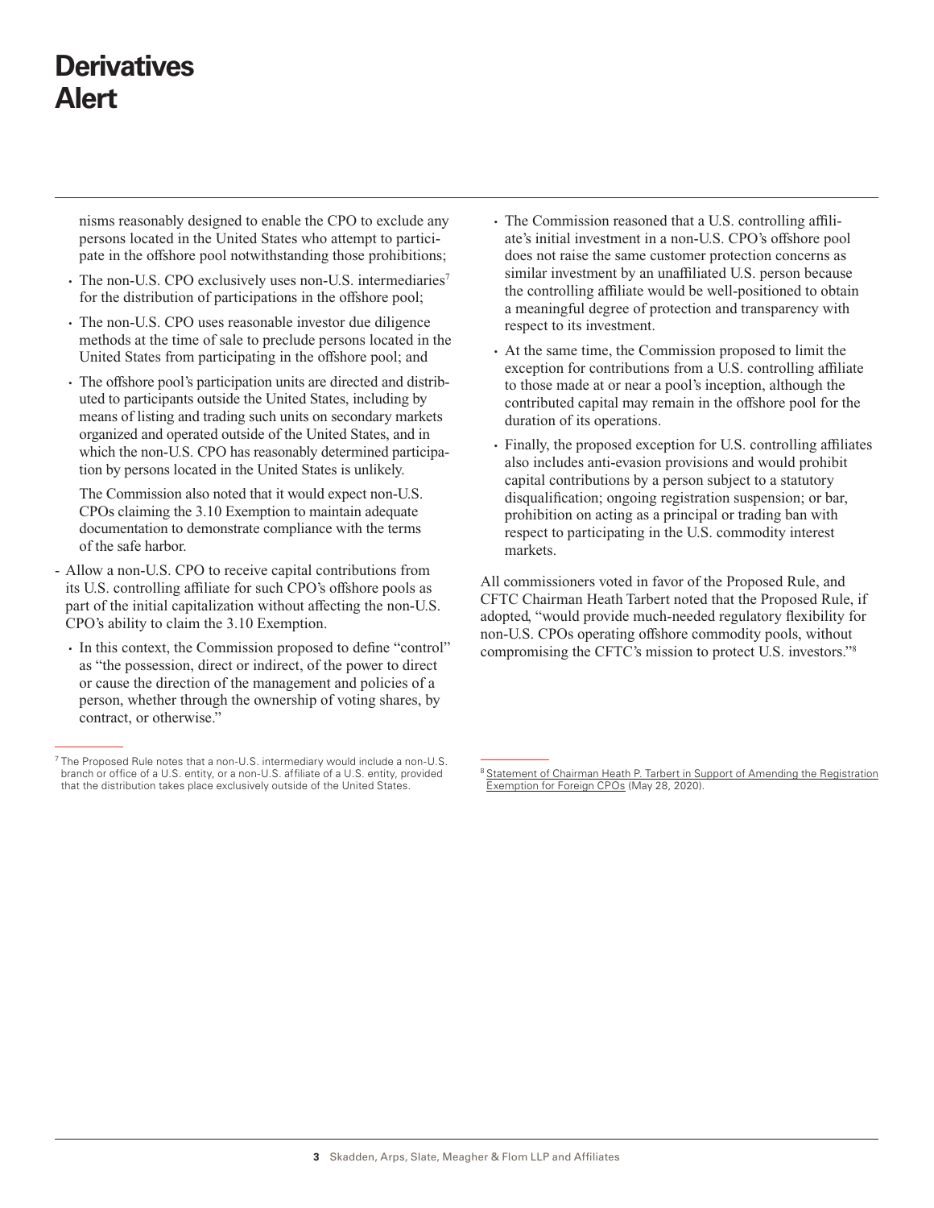nisms reasonably designed to enable the CPO to exclude any persons located in the United States who attempt to participate in the offshore pool notwithstanding those prohibitions;

- The non-U.S. CPO exclusively uses non-U.S. intermediaries[7] for the distribution of participations in the offshore pool;
- The non-U.S. CPO uses reasonable investor due diligence methods at the time of sale to preclude persons located in the United States from participating in the offshore pool; and
- The offshore pool's participation units are directed and distributed to participants outside the United States, including by means of listing and trading such units on secondary markets organized and operated outside of the United States, and in which the non-U.S. CPO has reasonably determined participation by persons located in the United States is unlikely.

The Commission also noted that it would expect non-U.S. CPOs claiming the 3.10 Exemption to maintain adequate documentation to demonstrate compliance with the terms of the safe harbor.

- Allow a non-U.S. CPO to receive capital contributions from its U.S. controlling affiliate for such CPO's offshore pools as part of the initial capitalization without affecting the non-U.S. CPO's ability to claim the 3.10 Exemption.
  - In this context, the Commission proposed to define "control" as "the possession, direct or indirect, of the power to direct or cause the direction of the management and policies of a person, whether through the ownership of voting shares, by contract, or otherwise."
  - The Commission reasoned that a U.S. controlling affiliate's initial investment in a non-U.S. CPO's offshore pool does not raise the same customer protection concerns as similar investment by an unaffiliated U.S. person because the controlling affiliate would be well-positioned to obtain a meaningful degree of protection and transparency with respect to its investment.
  - At the same time, the Commission proposed to limit the exception for contributions from a U.S. controlling affiliate to those made at or near a pool's inception, although the contributed capital may remain in the offshore pool for the duration of its operations.
  - Finally, the proposed exception for U.S. controlling affiliates also includes anti-evasion provisions and would prohibit capital contributions by a person subject to a statutory disqualification; ongoing registration suspension; or bar, prohibition on acting as a principal or trading ban with respect to participating in the U.S. commodity interest markets.

All commissioners voted in favor of the Proposed Rule, and CFTC Chairman Heath Tarbert noted that the Proposed Rule, if adopted, "would provide much-needed regulatory flexibility for non-U.S. CPOs operating offshore commodity pools, without compromising the CFTC's mission to protect U.S. investors."[8]

---

[7] The Proposed Rule notes that a non-U.S. intermediary would include a non-U.S. branch or office of a U.S. entity, or a non-U.S. affiliate of a U.S. entity, provided that the distribution takes place exclusively outside of the United States.

[8] Statement of Chairman Heath P. Tarbert in Support of Amending the Registration Exemption for Foreign CPOs (May 28, 2020).